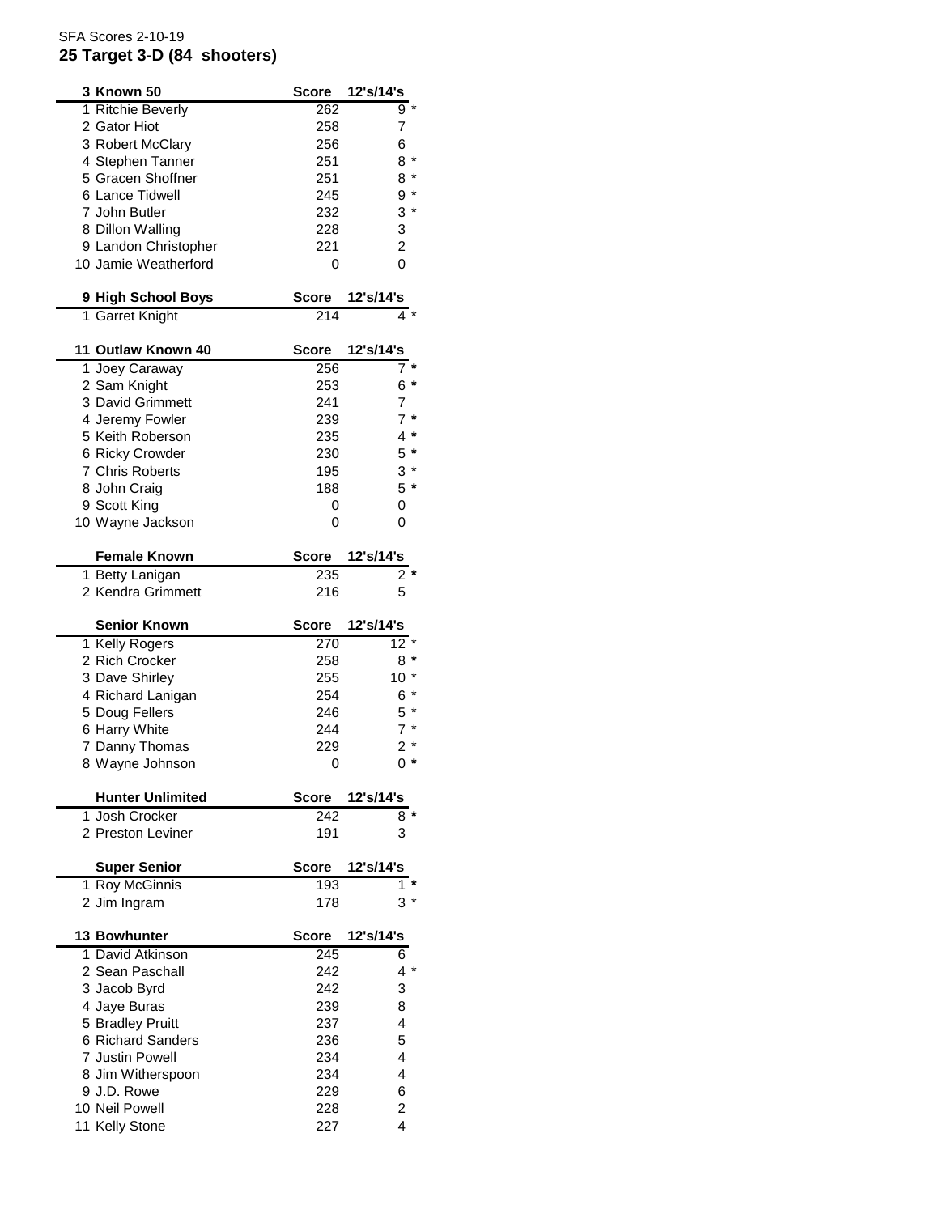SFA Scores 2-10-19

## 25 Target 3-D (84 shooters)

| 3 Known 50 | Score | 12's/14's |
|---|---|---|
| 1 Ritchie Beverly | 262 | 9 * |
| 2 Gator Hiot | 258 | 7 |
| 3 Robert McClary | 256 | 6 |
| 4 Stephen Tanner | 251 | 8 * |
| 5 Gracen Shoffner | 251 | 8 * |
| 6 Lance Tidwell | 245 | 9 * |
| 7 John Butler | 232 | 3 * |
| 8 Dillon Walling | 228 | 3 |
| 9 Landon Christopher | 221 | 2 |
| 10 Jamie Weatherford | 0 | 0 |

| 9 High School Boys | Score | 12's/14's |
|---|---|---|
| 1 Garret Knight | 214 | 4 * |

| 11 Outlaw Known 40 | Score | 12's/14's |
|---|---|---|
| 1 Joey Caraway | 256 | 7 * |
| 2 Sam Knight | 253 | 6 * |
| 3 David Grimmett | 241 | 7 |
| 4 Jeremy Fowler | 239 | 7 * |
| 5 Keith Roberson | 235 | 4 * |
| 6 Ricky Crowder | 230 | 5 * |
| 7 Chris Roberts | 195 | 3 * |
| 8 John Craig | 188 | 5 * |
| 9 Scott King | 0 | 0 |
| 10 Wayne Jackson | 0 | 0 |

| Female Known | Score | 12's/14's |
|---|---|---|
| 1 Betty Lanigan | 235 | 2 * |
| 2 Kendra Grimmett | 216 | 5 |

| Senior Known | Score | 12's/14's |
|---|---|---|
| 1 Kelly Rogers | 270 | 12 * |
| 2 Rich Crocker | 258 | 8 * |
| 3 Dave Shirley | 255 | 10 * |
| 4 Richard Lanigan | 254 | 6 * |
| 5 Doug Fellers | 246 | 5 * |
| 6 Harry White | 244 | 7 * |
| 7 Danny Thomas | 229 | 2 * |
| 8 Wayne Johnson | 0 | 0 * |

| Hunter Unlimited | Score | 12's/14's |
|---|---|---|
| 1 Josh Crocker | 242 | 8 * |
| 2 Preston Leviner | 191 | 3 |

| Super Senior | Score | 12's/14's |
|---|---|---|
| 1 Roy McGinnis | 193 | 1 * |
| 2 Jim Ingram | 178 | 3 * |

| 13 Bowhunter | Score | 12's/14's |
|---|---|---|
| 1 David Atkinson | 245 | 6 |
| 2 Sean Paschall | 242 | 4 * |
| 3 Jacob Byrd | 242 | 3 |
| 4 Jaye Buras | 239 | 8 |
| 5 Bradley Pruitt | 237 | 4 |
| 6 Richard Sanders | 236 | 5 |
| 7 Justin Powell | 234 | 4 |
| 8 Jim Witherspoon | 234 | 4 |
| 9 J.D. Rowe | 229 | 6 |
| 10 Neil Powell | 228 | 2 |
| 11 Kelly Stone | 227 | 4 |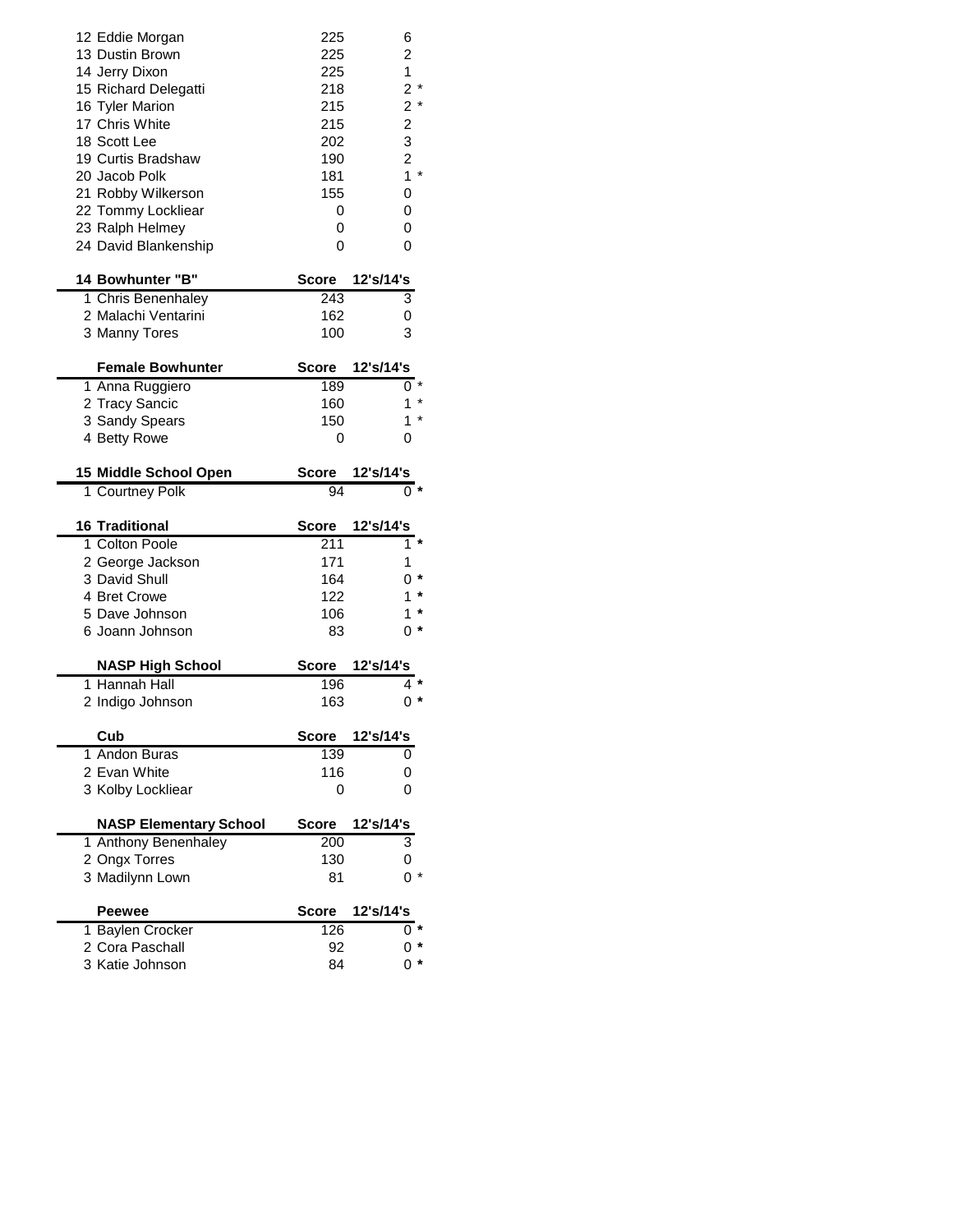| | | | |
|---|---|---|---|
| 12 | Eddie Morgan | 225 | 6 |
| 13 | Dustin Brown | 225 | 2 |
| 14 | Jerry Dixon | 225 | 1 |
| 15 | Richard Delegatti | 218 | 2 * |
| 16 | Tyler Marion | 215 | 2 * |
| 17 | Chris White | 215 | 2 |
| 18 | Scott Lee | 202 | 3 |
| 19 | Curtis Bradshaw | 190 | 2 |
| 20 | Jacob Polk | 181 | 1 * |
| 21 | Robby Wilkerson | 155 | 0 |
| 22 | Tommy Lockliear | 0 | 0 |
| 23 | Ralph Helmey | 0 | 0 |
| 24 | David Blankenship | 0 | 0 |

| 14 | Bowhunter "B" | Score | 12's/14's |
|---|---|---|---|
| 1 | Chris Benenhaley | 243 | 3 |
| 2 | Malachi Ventarini | 162 | 0 |
| 3 | Manny Tores | 100 | 3 |

| | Female Bowhunter | Score | 12's/14's |
|---|---|---|---|
| 1 | Anna Ruggiero | 189 | 0 * |
| 2 | Tracy Sancic | 160 | 1 * |
| 3 | Sandy Spears | 150 | 1 * |
| 4 | Betty Rowe | 0 | 0 |

| 15 | Middle School Open | Score | 12's/14's |
|---|---|---|---|
| 1 | Courtney Polk | 94 | 0 * |

| 16 | Traditional | Score | 12's/14's |
|---|---|---|---|
| 1 | Colton Poole | 211 | 1 * |
| 2 | George Jackson | 171 | 1 |
| 3 | David Shull | 164 | 0 * |
| 4 | Bret Crowe | 122 | 1 * |
| 5 | Dave Johnson | 106 | 1 * |
| 6 | Joann Johnson | 83 | 0 * |

| | NASP High School | Score | 12's/14's |
|---|---|---|---|
| 1 | Hannah Hall | 196 | 4 * |
| 2 | Indigo Johnson | 163 | 0 * |

| | Cub | Score | 12's/14's |
|---|---|---|---|
| 1 | Andon Buras | 139 | 0 |
| 2 | Evan White | 116 | 0 |
| 3 | Kolby Lockliear | 0 | 0 |

| | NASP Elementary School | Score | 12's/14's |
|---|---|---|---|
| 1 | Anthony Benenhaley | 200 | 3 |
| 2 | Ongx Torres | 130 | 0 |
| 3 | Madilynn Lown | 81 | 0 * |

| | Peewee | Score | 12's/14's |
|---|---|---|---|
| 1 | Baylen Crocker | 126 | 0 * |
| 2 | Cora Paschall | 92 | 0 * |
| 3 | Katie Johnson | 84 | 0 * |